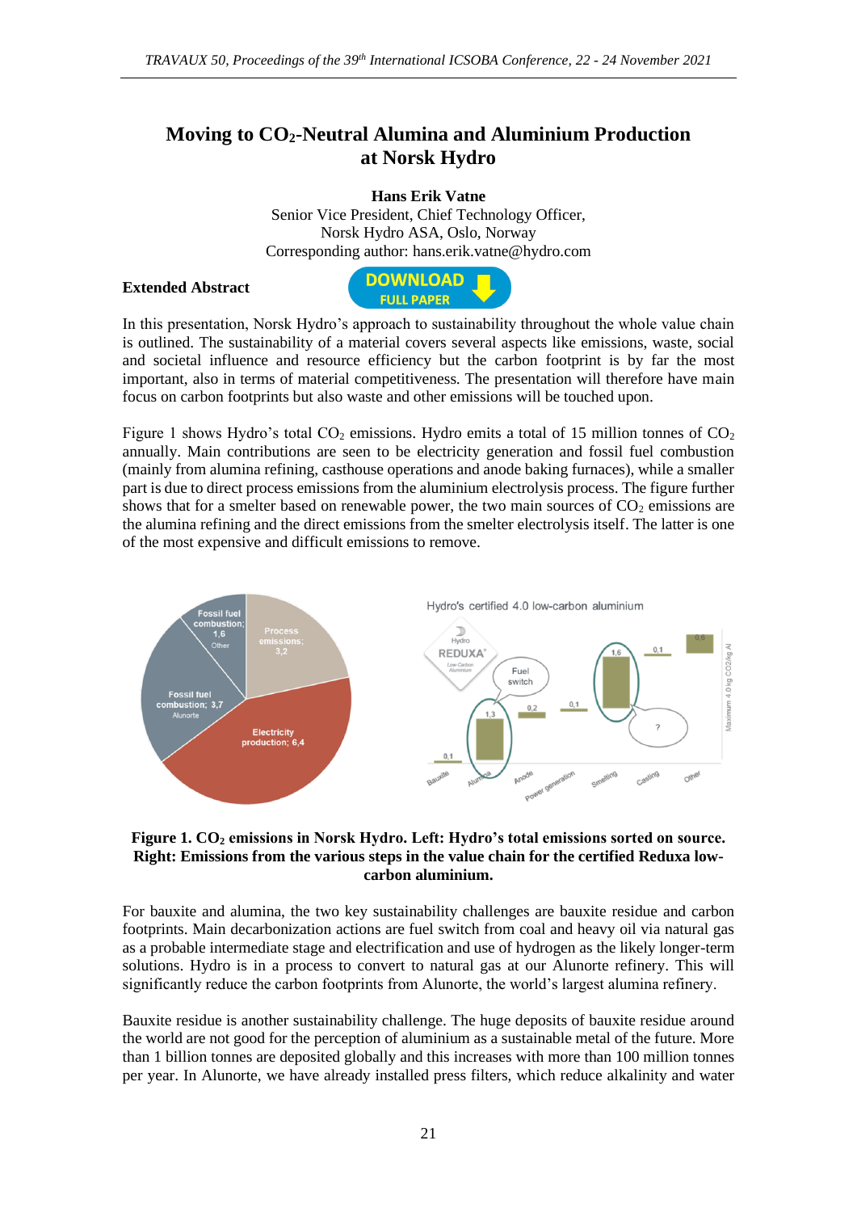# Moving to $CO_2$-Neutral Alumina and Aluminium Production at Norsk Hydro

**Hans Erik Vatne**
Senior Vice President, Chief Technology Officer,
Norsk Hydro ASA, Oslo, Norway
Corresponding author: hans.erik.vatne@hydro.com

**Extended Abstract**

In this presentation, Norsk Hydro's approach to sustainability throughout the whole value chain is outlined. The sustainability of a material covers several aspects like emissions, waste, social and societal influence and resource efficiency but the carbon footprint is by far the most important, also in terms of material competitiveness. The presentation will therefore have main focus on carbon footprints but also waste and other emissions will be touched upon.

Figure 1 shows Hydro's total $CO_2$ emissions. Hydro emits a total of 15 million tonnes of $CO_2$ annually. Main contributions are seen to be electricity generation and fossil fuel combustion (mainly from alumina refining, casthouse operations and anode baking furnaces), while a smaller part is due to direct process emissions from the aluminium electrolysis process. The figure further shows that for a smelter based on renewable power, the two main sources of $CO_2$ emissions are the alumina refining and the direct emissions from the smelter electrolysis itself. The latter is one of the most expensive and difficult emissions to remove.

**Figure 1. $CO_2$ emissions in Norsk Hydro. Left: Hydro's total emissions sorted on source. Right: Emissions from the various steps in the value chain for the certified Reduxa low-carbon aluminium.**

For bauxite and alumina, the two key sustainability challenges are bauxite residue and carbon footprints. Main decarbonization actions are fuel switch from coal and heavy oil via natural gas as a probable intermediate stage and electrification and use of hydrogen as the likely longer-term solutions. Hydro is in a process to convert to natural gas at our Alunorte refinery. This will significantly reduce the carbon footprints from Alunorte, the world's largest alumina refinery.

Bauxite residue is another sustainability challenge. The huge deposits of bauxite residue around the world are not good for the perception of aluminium as a sustainable metal of the future. More than 1 billion tonnes are deposited globally and this increases with more than 100 million tonnes per year. In Alunorte, we have already installed press filters, which reduce alkalinity and water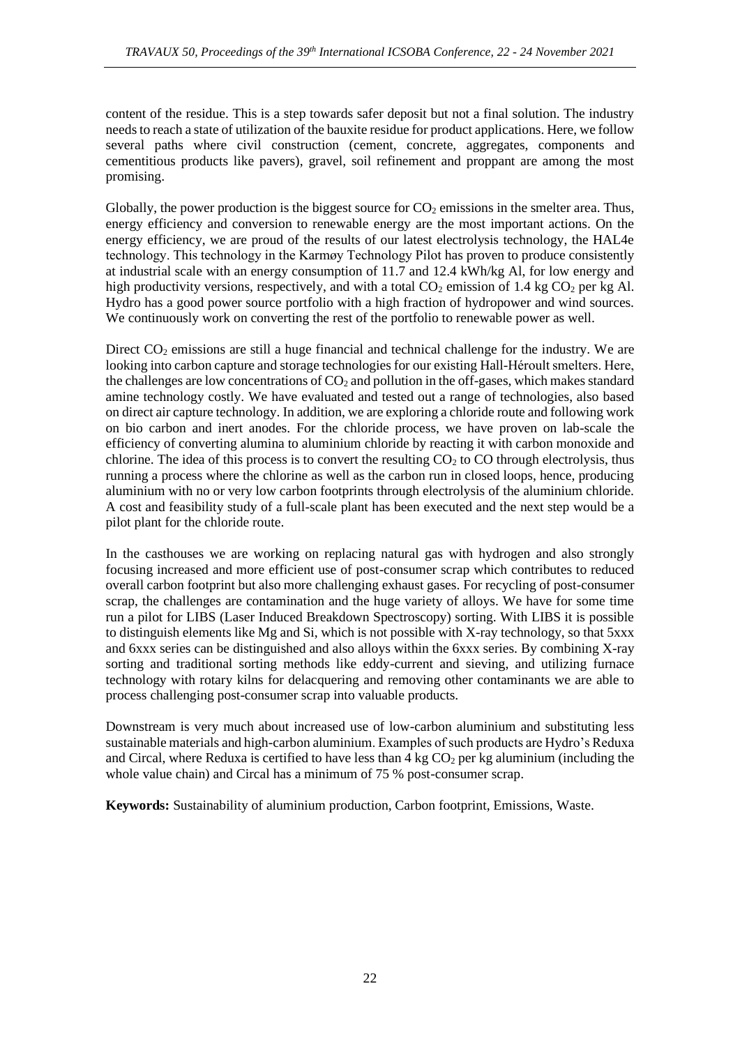content of the residue. This is a step towards safer deposit but not a final solution. The industry needs to reach a state of utilization of the bauxite residue for product applications. Here, we follow several paths where civil construction (cement, concrete, aggregates, components and cementitious products like pavers), gravel, soil refinement and proppant are among the most promising.

Globally, the power production is the biggest source for $CO_2$ emissions in the smelter area. Thus, energy efficiency and conversion to renewable energy are the most important actions. On the energy efficiency, we are proud of the results of our latest electrolysis technology, the HAL4e technology. This technology in the Karmøy Technology Pilot has proven to produce consistently at industrial scale with an energy consumption of 11.7 and 12.4 kWh/kg Al, for low energy and high productivity versions, respectively, and with a total $CO_2$ emission of 1.4 kg $CO_2$ per kg Al. Hydro has a good power source portfolio with a high fraction of hydropower and wind sources. We continuously work on converting the rest of the portfolio to renewable power as well.

Direct $CO_2$ emissions are still a huge financial and technical challenge for the industry. We are looking into carbon capture and storage technologies for our existing Hall-Héroult smelters. Here, the challenges are low concentrations of $CO_2$ and pollution in the off-gases, which makes standard amine technology costly. We have evaluated and tested out a range of technologies, also based on direct air capture technology. In addition, we are exploring a chloride route and following work on bio carbon and inert anodes. For the chloride process, we have proven on lab-scale the efficiency of converting alumina to aluminium chloride by reacting it with carbon monoxide and chlorine. The idea of this process is to convert the resulting $CO_2$ to CO through electrolysis, thus running a process where the chlorine as well as the carbon run in closed loops, hence, producing aluminium with no or very low carbon footprints through electrolysis of the aluminium chloride. A cost and feasibility study of a full-scale plant has been executed and the next step would be a pilot plant for the chloride route.

In the casthouses we are working on replacing natural gas with hydrogen and also strongly focusing increased and more efficient use of post-consumer scrap which contributes to reduced overall carbon footprint but also more challenging exhaust gases. For recycling of post-consumer scrap, the challenges are contamination and the huge variety of alloys. We have for some time run a pilot for LIBS (Laser Induced Breakdown Spectroscopy) sorting. With LIBS it is possible to distinguish elements like Mg and Si, which is not possible with X-ray technology, so that 5xxx and 6xxx series can be distinguished and also alloys within the 6xxx series. By combining X-ray sorting and traditional sorting methods like eddy-current and sieving, and utilizing furnace technology with rotary kilns for delacquering and removing other contaminants we are able to process challenging post-consumer scrap into valuable products.

Downstream is very much about increased use of low-carbon aluminium and substituting less sustainable materials and high-carbon aluminium. Examples of such products are Hydro's Reduxa and Circal, where Reduxa is certified to have less than 4 kg $CO_2$ per kg aluminium (including the whole value chain) and Circal has a minimum of 75 % post-consumer scrap.

**Keywords:** Sustainability of aluminium production, Carbon footprint, Emissions, Waste.